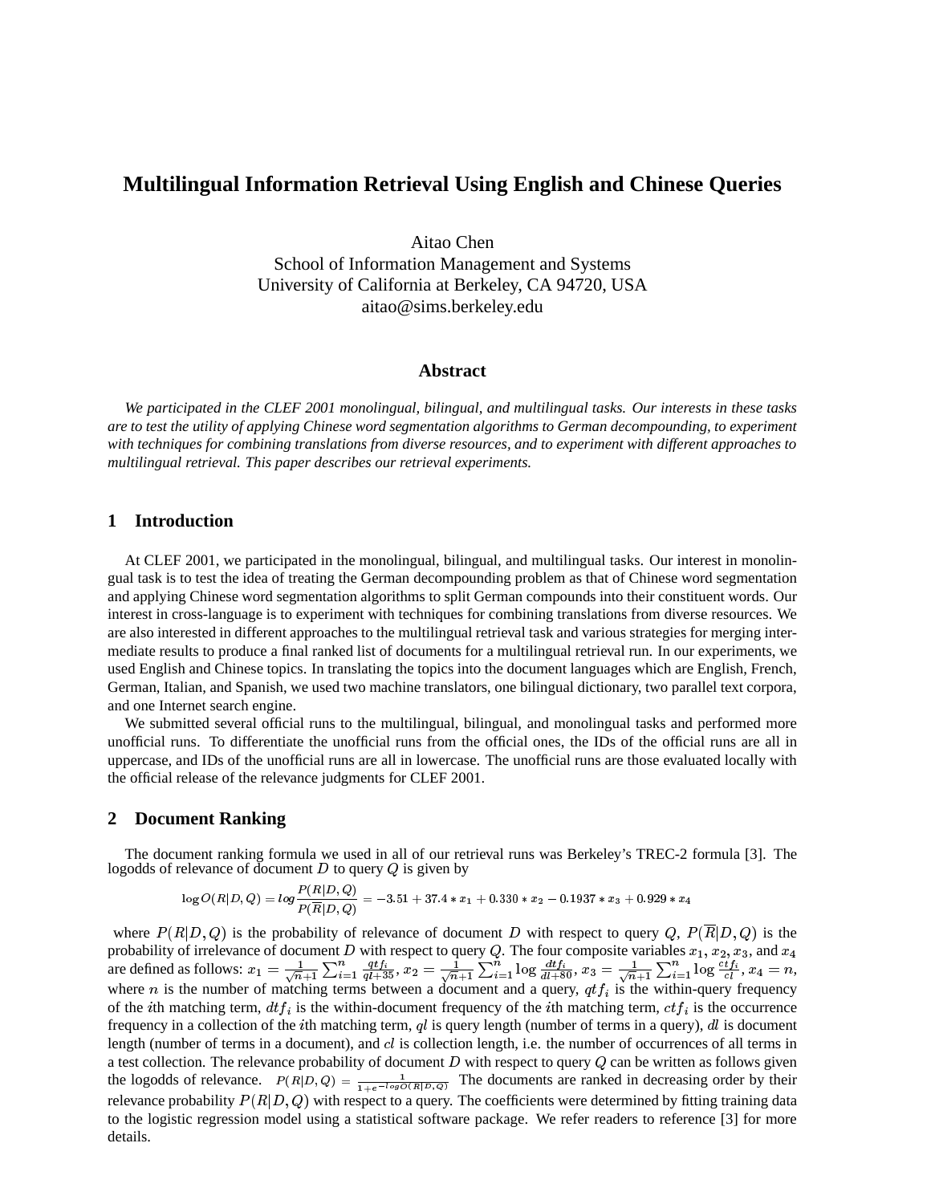# Multilingual Information Retrieval Using English and Chinese Queries

Aitao Chen
School of Information Management and Systems
University of California at Berkeley, CA 94720, USA
aitao@sims.berkeley.edu

## Abstract

*We participated in the CLEF 2001 monolingual, bilingual, and multilingual tasks. Our interests in these tasks are to test the utility of applying Chinese word segmentation algorithms to German decompounding, to experiment with techniques for combining translations from diverse resources, and to experiment with different approaches to multilingual retrieval. This paper describes our retrieval experiments.*

## 1 Introduction

At CLEF 2001, we participated in the monolingual, bilingual, and multilingual tasks. Our interest in monolingual task is to test the idea of treating the German decompounding problem as that of Chinese word segmentation and applying Chinese word segmentation algorithms to split German compounds into their constituent words. Our interest in cross-language is to experiment with techniques for combining translations from diverse resources. We are also interested in different approaches to the multilingual retrieval task and various strategies for merging intermediate results to produce a final ranked list of documents for a multilingual retrieval run. In our experiments, we used English and Chinese topics. In translating the topics into the document languages which are English, French, German, Italian, and Spanish, we used two machine translators, one bilingual dictionary, two parallel text corpora, and one Internet search engine.

We submitted several official runs to the multilingual, bilingual, and monolingual tasks and performed more unofficial runs. To differentiate the unofficial runs from the official ones, the IDs of the official runs are all in uppercase, and IDs of the unofficial runs are all in lowercase. The unofficial runs are those evaluated locally with the official release of the relevance judgments for CLEF 2001.

## 2 Document Ranking

The document ranking formula we used in all of our retrieval runs was Berkeley's TREC-2 formula [3]. The logodds of relevance of document $D$ to query $Q$ is given by

$$\log O(R|D,Q) = log \frac{P(R|D,Q)}{P(\overline{R}|D,Q)} = -3.51 + 37.4 * x_1 + 0.330 * x_2 - 0.1937 * x_3 + 0.929 * x_4$$

where $P(R|D,Q)$ is the probability of relevance of document $D$ with respect to query $Q$, $P(\overline{R}|D,Q)$ is the probability of irrelevance of document $D$ with respect to query $Q$. The four composite variables $x_1$, $x_2$, $x_3$, and $x_4$ are defined as follows: $x_1 = \frac{1}{\sqrt{n+1}} \sum_{i=1}^{n} \frac{qtf_i}{ql+35}$, $x_2 = \frac{1}{\sqrt{n+1}} \sum_{i=1}^{n} \log \frac{dtf_i}{dl+80}$, $x_3 = \frac{1}{\sqrt{n+1}} \sum_{i=1}^{n} \log \frac{ctf_i}{cl}$, $x_4 = n$, where $n$ is the number of matching terms between a document and a query, $qtf_i$ is the within-query frequency of the $i$th matching term, $dtf_i$ is the within-document frequency of the $i$th matching term, $ctf_i$ is the occurrence frequency in a collection of the $i$th matching term, $ql$ is query length (number of terms in a query), $dl$ is document length (number of terms in a document), and $cl$ is collection length, i.e. the number of occurrences of all terms in a test collection. The relevance probability of document $D$ with respect to query $Q$ can be written as follows given the logodds of relevance. $P(R|D,Q) = \frac{1}{1+e^{-logO(R|D,Q)}}$ The documents are ranked in decreasing order by their relevance probability $P(R|D,Q)$ with respect to a query. The coefficients were determined by fitting training data to the logistic regression model using a statistical software package. We refer readers to reference [3] for more details.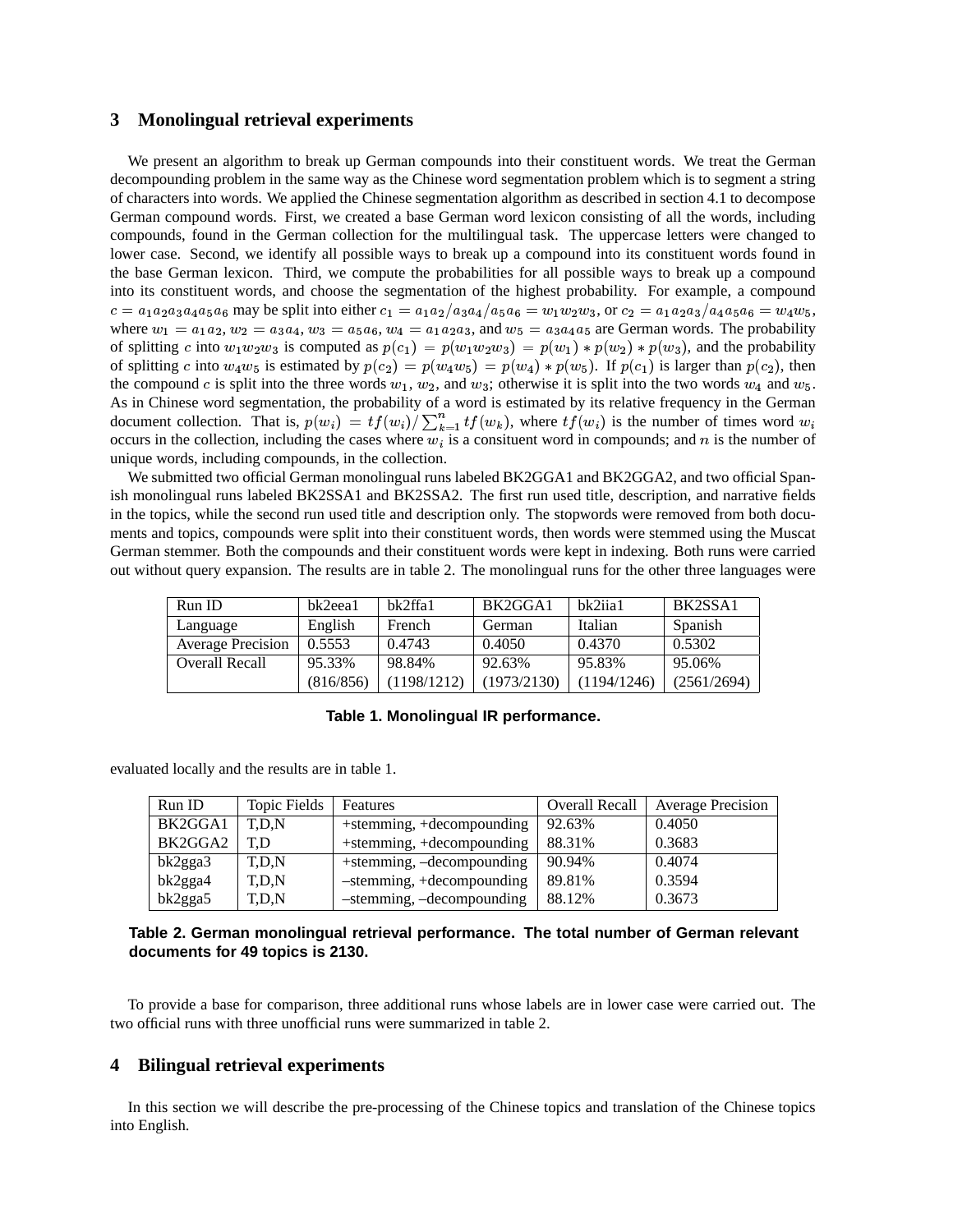## 3 Monolingual retrieval experiments

We present an algorithm to break up German compounds into their constituent words. We treat the German decompounding problem in the same way as the Chinese word segmentation problem which is to segment a string of characters into words. We applied the Chinese segmentation algorithm as described in section 4.1 to decompose German compound words. First, we created a base German word lexicon consisting of all the words, including compounds, found in the German collection for the multilingual task. The uppercase letters were changed to lower case. Second, we identify all possible ways to break up a compound into its constituent words found in the base German lexicon. Third, we compute the probabilities for all possible ways to break up a compound into its constituent words, and choose the segmentation of the highest probability. For example, a compound $c = a_1a_2a_3a_4a_5a_6$ may be split into either $c_1 = a_1a_2/a_3a_4/a_5a_6 = w_1w_2w_3$, or $c_2 = a_1a_2a_3/a_4a_5a_6 = w_4w_5$, where $w_1 = a_1a_2$, $w_2 = a_3a_4$, $w_3 = a_5a_6$, $w_4 = a_1a_2a_3$, and $w_5 = a_3a_4a_5$ are German words. The probability of splitting $c$ into $w_1w_2w_3$ is computed as $p(c_1) = p(w_1w_2w_3) = p(w_1) * p(w_2) * p(w_3)$, and the probability of splitting $c$ into $w_4w_5$ is estimated by $p(c_2) = p(w_4w_5) = p(w_4) * p(w_5)$. If $p(c_1)$ is larger than $p(c_2)$, then the compound $c$ is split into the three words $w_1$, $w_2$, and $w_3$; otherwise it is split into the two words $w_4$ and $w_5$. As in Chinese word segmentation, the probability of a word is estimated by its relative frequency in the German document collection. That is, $p(w_i) = tf(w_i)/\sum_{k=1}^{n} tf(w_k)$, where $tf(w_i)$ is the number of times word $w_i$ occurs in the collection, including the cases where $w_i$ is a consituent word in compounds; and $n$ is the number of unique words, including compounds, in the collection.

We submitted two official German monolingual runs labeled BK2GGA1 and BK2GGA2, and two official Spanish monolingual runs labeled BK2SSA1 and BK2SSA2. The first run used title, description, and narrative fields in the topics, while the second run used title and description only. The stopwords were removed from both documents and topics, compounds were split into their constituent words, then words were stemmed using the Muscat German stemmer. Both the compounds and their constituent words were kept in indexing. Both runs were carried out without query expansion. The results are in table 2. The monolingual runs for the other three languages were evaluated locally and the results are in table 1.

| Run ID | bk2eea1 | bk2ffa1 | BK2GGA1 | bk2iia1 | BK2SSA1 |
|---|---|---|---|---|---|
| Language | English | French | German | Italian | Spanish |
| Average Precision | 0.5553 | 0.4743 | 0.4050 | 0.4370 | 0.5302 |
| Overall Recall | 95.33% (816/856) | 98.84% (1198/1212) | 92.63% (1973/2130) | 95.83% (1194/1246) | 95.06% (2561/2694) |

**Table 1. Monolingual IR performance.**

| Run ID | Topic Fields | Features | Overall Recall | Average Precision |
|---|---|---|---|---|
| BK2GGA1 | T,D,N | +stemming, +decompounding | 92.63% | 0.4050 |
| BK2GGA2 | T,D | +stemming, +decompounding | 88.31% | 0.3683 |
| bk2gga3 | T,D,N | +stemming, –decompounding | 90.94% | 0.4074 |
| bk2gga4 | T,D,N | –stemming, +decompounding | 89.81% | 0.3594 |
| bk2gga5 | T,D,N | –stemming, –decompounding | 88.12% | 0.3673 |

**Table 2. German monolingual retrieval performance. The total number of German relevant documents for 49 topics is 2130.**

To provide a base for comparison, three additional runs whose labels are in lower case were carried out. The two official runs with three unofficial runs were summarized in table 2.

## 4 Bilingual retrieval experiments

In this section we will describe the pre-processing of the Chinese topics and translation of the Chinese topics into English.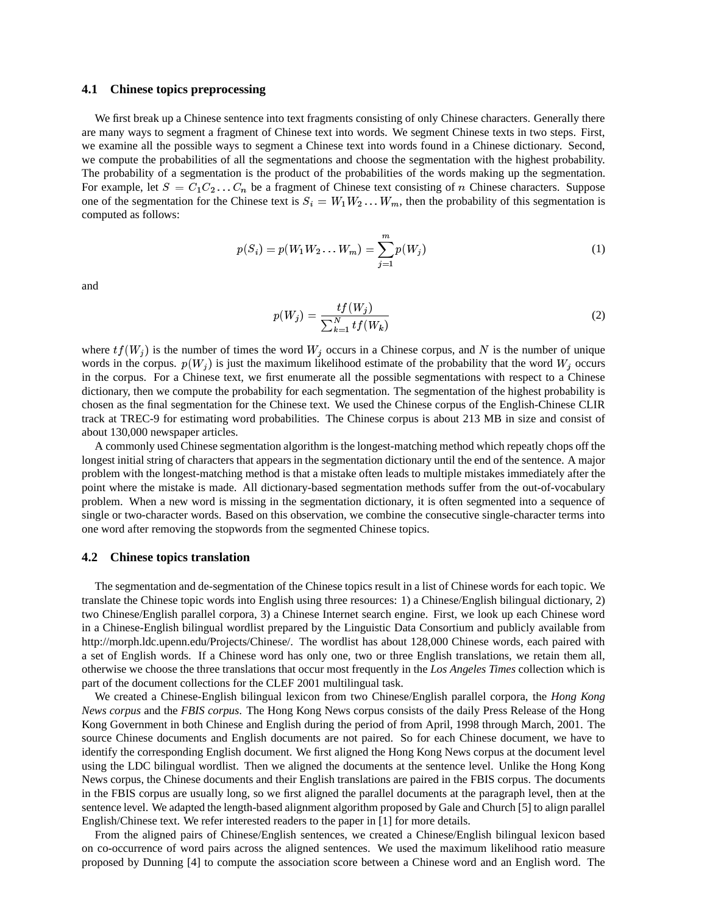### 4.1 Chinese topics preprocessing

We first break up a Chinese sentence into text fragments consisting of only Chinese characters. Generally there are many ways to segment a fragment of Chinese text into words. We segment Chinese texts in two steps. First, we examine all the possible ways to segment a Chinese text into words found in a Chinese dictionary. Second, we compute the probabilities of all the segmentations and choose the segmentation with the highest probability. The probability of a segmentation is the product of the probabilities of the words making up the segmentation. For example, let $S = C_1 C_2 \ldots C_n$ be a fragment of Chinese text consisting of $n$ Chinese characters. Suppose one of the segmentation for the Chinese text is $S_i = W_1 W_2 \ldots W_m$, then the probability of this segmentation is computed as follows:

$$p(S_i) = p(W_1 W_2 \ldots W_m) = \sum_{j=1}^{m} p(W_j) \tag{1}$$

and

$$p(W_j) = \frac{tf(W_j)}{\sum_{k=1}^{N} tf(W_k)} \tag{2}$$

where $tf(W_j)$ is the number of times the word $W_j$ occurs in a Chinese corpus, and $N$ is the number of unique words in the corpus. $p(W_j)$ is just the maximum likelihood estimate of the probability that the word $W_j$ occurs in the corpus. For a Chinese text, we first enumerate all the possible segmentations with respect to a Chinese dictionary, then we compute the probability for each segmentation. The segmentation of the highest probability is chosen as the final segmentation for the Chinese text. We used the Chinese corpus of the English-Chinese CLIR track at TREC-9 for estimating word probabilities. The Chinese corpus is about 213 MB in size and consist of about 130,000 newspaper articles.

A commonly used Chinese segmentation algorithm is the longest-matching method which repeatly chops off the longest initial string of characters that appears in the segmentation dictionary until the end of the sentence. A major problem with the longest-matching method is that a mistake often leads to multiple mistakes immediately after the point where the mistake is made. All dictionary-based segmentation methods suffer from the out-of-vocabulary problem. When a new word is missing in the segmentation dictionary, it is often segmented into a sequence of single or two-character words. Based on this observation, we combine the consecutive single-character terms into one word after removing the stopwords from the segmented Chinese topics.

### 4.2 Chinese topics translation

The segmentation and de-segmentation of the Chinese topics result in a list of Chinese words for each topic. We translate the Chinese topic words into English using three resources: 1) a Chinese/English bilingual dictionary, 2) two Chinese/English parallel corpora, 3) a Chinese Internet search engine. First, we look up each Chinese word in a Chinese-English bilingual wordlist prepared by the Linguistic Data Consortium and publicly available from http://morph.ldc.upenn.edu/Projects/Chinese/. The wordlist has about 128,000 Chinese words, each paired with a set of English words. If a Chinese word has only one, two or three English translations, we retain them all, otherwise we choose the three translations that occur most frequently in the *Los Angeles Times* collection which is part of the document collections for the CLEF 2001 multilingual task.

We created a Chinese-English bilingual lexicon from two Chinese/English parallel corpora, the *Hong Kong News corpus* and the *FBIS corpus*. The Hong Kong News corpus consists of the daily Press Release of the Hong Kong Government in both Chinese and English during the period of from April, 1998 through March, 2001. The source Chinese documents and English documents are not paired. So for each Chinese document, we have to identify the corresponding English document. We first aligned the Hong Kong News corpus at the document level using the LDC bilingual wordlist. Then we aligned the documents at the sentence level. Unlike the Hong Kong News corpus, the Chinese documents and their English translations are paired in the FBIS corpus. The documents in the FBIS corpus are usually long, so we first aligned the parallel documents at the paragraph level, then at the sentence level. We adapted the length-based alignment algorithm proposed by Gale and Church [5] to align parallel English/Chinese text. We refer interested readers to the paper in [1] for more details.

From the aligned pairs of Chinese/English sentences, we created a Chinese/English bilingual lexicon based on co-occurrence of word pairs across the aligned sentences. We used the maximum likelihood ratio measure proposed by Dunning [4] to compute the association score between a Chinese word and an English word. The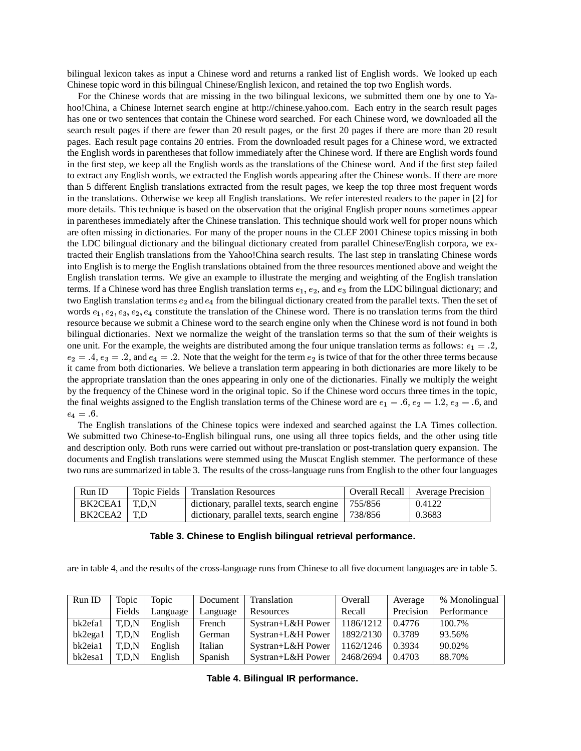bilingual lexicon takes as input a Chinese word and returns a ranked list of English words. We looked up each Chinese topic word in this bilingual Chinese/English lexicon, and retained the top two English words.

For the Chinese words that are missing in the two bilingual lexicons, we submitted them one by one to Yahoo!China, a Chinese Internet search engine at http://chinese.yahoo.com. Each entry in the search result pages has one or two sentences that contain the Chinese word searched. For each Chinese word, we downloaded all the search result pages if there are fewer than 20 result pages, or the first 20 pages if there are more than 20 result pages. Each result page contains 20 entries. From the downloaded result pages for a Chinese word, we extracted the English words in parentheses that follow immediately after the Chinese word. If there are English words found in the first step, we keep all the English words as the translations of the Chinese word. And if the first step failed to extract any English words, we extracted the English words appearing after the Chinese words. If there are more than 5 different English translations extracted from the result pages, we keep the top three most frequent words in the translations. Otherwise we keep all English translations. We refer interested readers to the paper in [2] for more details. This technique is based on the observation that the original English proper nouns sometimes appear in parentheses immediately after the Chinese translation. This technique should work well for proper nouns which are often missing in dictionaries. For many of the proper nouns in the CLEF 2001 Chinese topics missing in both the LDC bilingual dictionary and the bilingual dictionary created from parallel Chinese/English corpora, we extracted their English translations from the Yahoo!China search results. The last step in translating Chinese words into English is to merge the English translations obtained from the three resources mentioned above and weight the English translation terms. We give an example to illustrate the merging and weighting of the English translation terms. If a Chinese word has three English translation terms $e_1$, $e_2$, and $e_3$ from the LDC bilingual dictionary; and two English translation terms $e_2$ and $e_4$ from the bilingual dictionary created from the parallel texts. Then the set of words $e_1, e_2, e_3, e_2, e_4$ constitute the translation of the Chinese word. There is no translation terms from the third resource because we submit a Chinese word to the search engine only when the Chinese word is not found in both bilingual dictionaries. Next we normalize the weight of the translation terms so that the sum of their weights is one unit. For the example, the weights are distributed among the four unique translation terms as follows: $e_1 = .2$, $e_2 = .4$, $e_3 = .2$, and $e_4 = .2$. Note that the weight for the term $e_2$ is twice of that for the other three terms because it came from both dictionaries. We believe a translation term appearing in both dictionaries are more likely to be the appropriate translation than the ones appearing in only one of the dictionaries. Finally we multiply the weight by the frequency of the Chinese word in the original topic. So if the Chinese word occurs three times in the topic, the final weights assigned to the English translation terms of the Chinese word are $e_1 = .6$, $e_2 = 1.2$, $e_3 = .6$, and $e_4 = .6$.

The English translations of the Chinese topics were indexed and searched against the LA Times collection. We submitted two Chinese-to-English bilingual runs, one using all three topics fields, and the other using title and description only. Both runs were carried out without pre-translation or post-translation query expansion. The documents and English translations were stemmed using the Muscat English stemmer. The performance of these two runs are summarized in table 3. The results of the cross-language runs from English to the other four languages are in table 4, and the results of the cross-language runs from Chinese to all five document languages are in table 5.

| Run ID | Topic Fields | Translation Resources | Overall Recall | Average Precision |
|---|---|---|---|---|
| BK2CEA1 | T,D,N | dictionary, parallel texts, search engine | 755/856 | 0.4122 |
| BK2CEA2 | T,D | dictionary, parallel texts, search engine | 738/856 | 0.3683 |

**Table 3. Chinese to English bilingual retrieval performance.**

| Run ID | Topic Fields | Topic Language | Document Language | Translation Resources | Overall Recall | Average Precision | % Monolingual Performance |
|---|---|---|---|---|---|---|---|
| bk2efa1 | T,D,N | English | French | Systran+L&H Power | 1186/1212 | 0.4776 | 100.7% |
| bk2ega1 | T,D,N | English | German | Systran+L&H Power | 1892/2130 | 0.3789 | 93.56% |
| bk2eia1 | T,D,N | English | Italian | Systran+L&H Power | 1162/1246 | 0.3934 | 90.02% |
| bk2esa1 | T,D,N | English | Spanish | Systran+L&H Power | 2468/2694 | 0.4703 | 88.70% |

**Table 4. Bilingual IR performance.**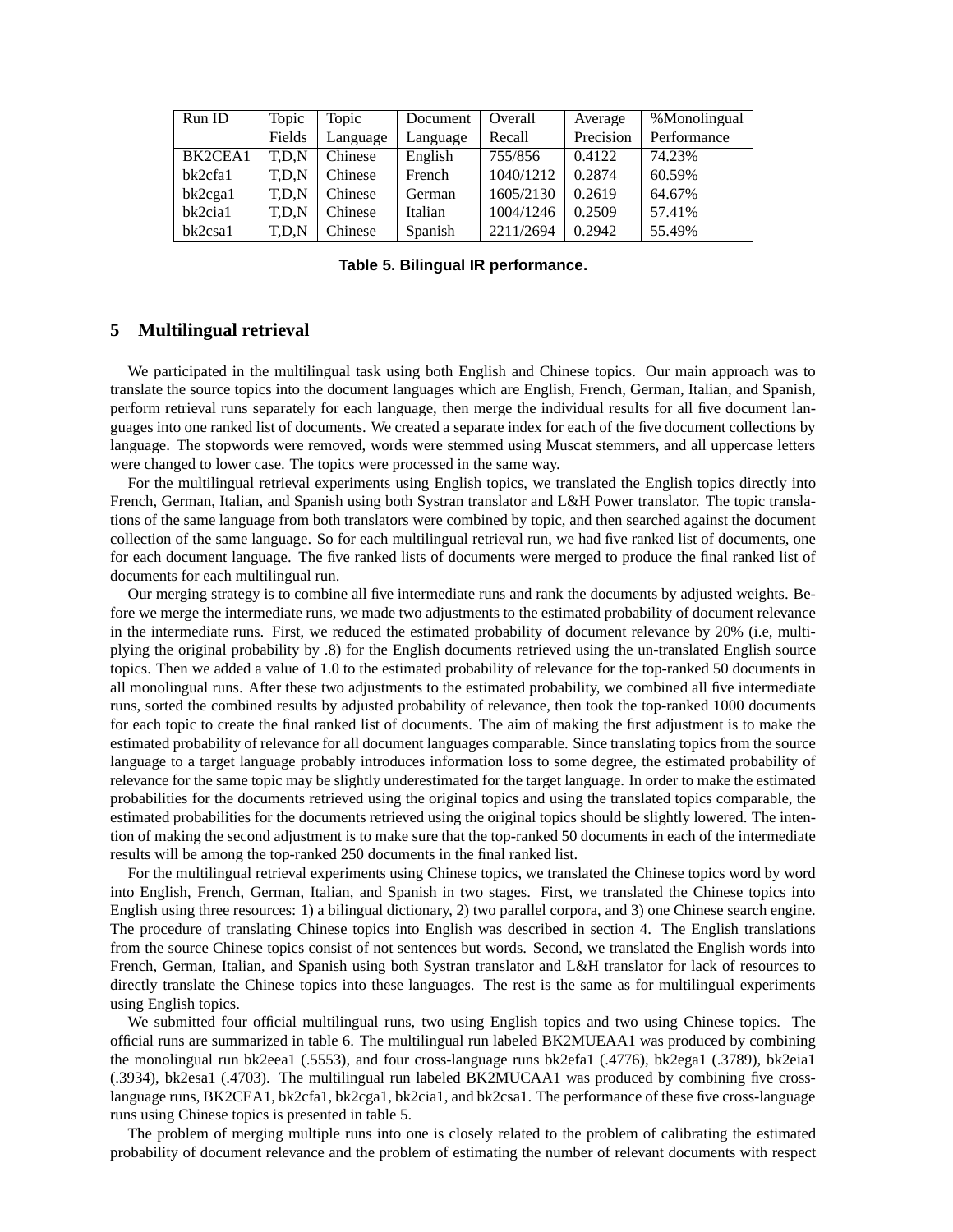| Run ID | Topic Fields | Topic Language | Document Language | Overall Recall | Average Precision | %Monolingual Performance |
|---|---|---|---|---|---|---|
| BK2CEA1 | T,D,N | Chinese | English | 755/856 | 0.4122 | 74.23% |
| bk2cfa1 | T,D,N | Chinese | French | 1040/1212 | 0.2874 | 60.59% |
| bk2cga1 | T,D,N | Chinese | German | 1605/2130 | 0.2619 | 64.67% |
| bk2cia1 | T,D,N | Chinese | Italian | 1004/1246 | 0.2509 | 57.41% |
| bk2csa1 | T,D,N | Chinese | Spanish | 2211/2694 | 0.2942 | 55.49% |

**Table 5. Bilingual IR performance.**

## 5 Multilingual retrieval

We participated in the multilingual task using both English and Chinese topics. Our main approach was to translate the source topics into the document languages which are English, French, German, Italian, and Spanish, perform retrieval runs separately for each language, then merge the individual results for all five document languages into one ranked list of documents. We created a separate index for each of the five document collections by language. The stopwords were removed, words were stemmed using Muscat stemmers, and all uppercase letters were changed to lower case. The topics were processed in the same way.

For the multilingual retrieval experiments using English topics, we translated the English topics directly into French, German, Italian, and Spanish using both Systran translator and L&H Power translator. The topic translations of the same language from both translators were combined by topic, and then searched against the document collection of the same language. So for each multilingual retrieval run, we had five ranked list of documents, one for each document language. The five ranked lists of documents were merged to produce the final ranked list of documents for each multilingual run.

Our merging strategy is to combine all five intermediate runs and rank the documents by adjusted weights. Before we merge the intermediate runs, we made two adjustments to the estimated probability of document relevance in the intermediate runs. First, we reduced the estimated probability of document relevance by 20% (i.e, multiplying the original probability by .8) for the English documents retrieved using the un-translated English source topics. Then we added a value of 1.0 to the estimated probability of relevance for the top-ranked 50 documents in all monolingual runs. After these two adjustments to the estimated probability, we combined all five intermediate runs, sorted the combined results by adjusted probability of relevance, then took the top-ranked 1000 documents for each topic to create the final ranked list of documents. The aim of making the first adjustment is to make the estimated probability of relevance for all document languages comparable. Since translating topics from the source language to a target language probably introduces information loss to some degree, the estimated probability of relevance for the same topic may be slightly underestimated for the target language. In order to make the estimated probabilities for the documents retrieved using the original topics and using the translated topics comparable, the estimated probabilities for the documents retrieved using the original topics should be slightly lowered. The intention of making the second adjustment is to make sure that the top-ranked 50 documents in each of the intermediate results will be among the top-ranked 250 documents in the final ranked list.

For the multilingual retrieval experiments using Chinese topics, we translated the Chinese topics word by word into English, French, German, Italian, and Spanish in two stages. First, we translated the Chinese topics into English using three resources: 1) a bilingual dictionary, 2) two parallel corpora, and 3) one Chinese search engine. The procedure of translating Chinese topics into English was described in section 4. The English translations from the source Chinese topics consist of not sentences but words. Second, we translated the English words into French, German, Italian, and Spanish using both Systran translator and L&H translator for lack of resources to directly translate the Chinese topics into these languages. The rest is the same as for multilingual experiments using English topics.

We submitted four official multilingual runs, two using English topics and two using Chinese topics. The official runs are summarized in table 6. The multilingual run labeled BK2MUEAA1 was produced by combining the monolingual run bk2eea1 (.5553), and four cross-language runs bk2efa1 (.4776), bk2ega1 (.3789), bk2eia1 (.3934), bk2esa1 (.4703). The multilingual run labeled BK2MUCAA1 was produced by combining five cross-language runs, BK2CEA1, bk2cfa1, bk2cga1, bk2cia1, and bk2csa1. The performance of these five cross-language runs using Chinese topics is presented in table 5.

The problem of merging multiple runs into one is closely related to the problem of calibrating the estimated probability of document relevance and the problem of estimating the number of relevant documents with respect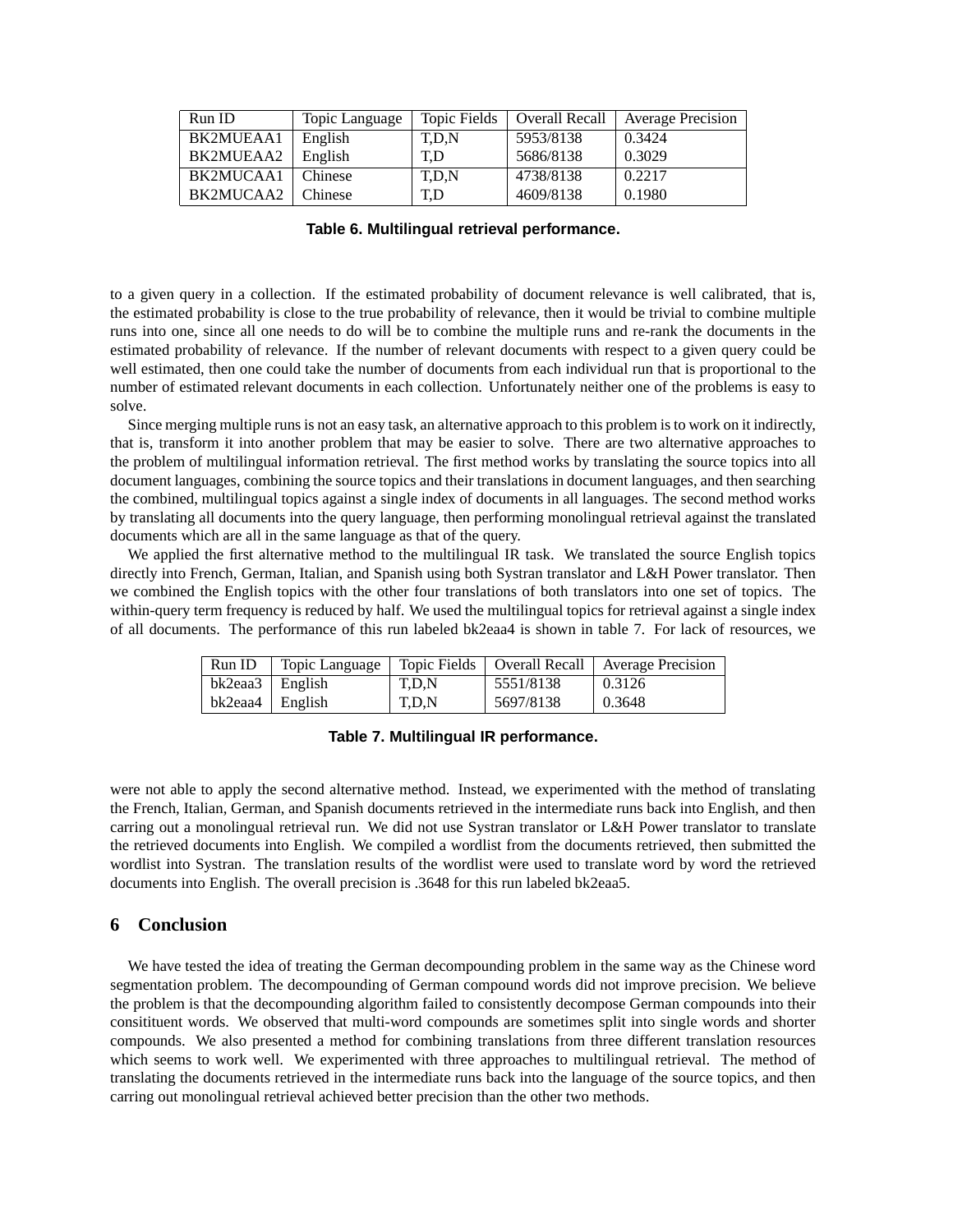| Run ID | Topic Language | Topic Fields | Overall Recall | Average Precision |
| --- | --- | --- | --- | --- |
| BK2MUEAA1 | English | T,D,N | 5953/8138 | 0.3424 |
| BK2MUEAA2 | English | T,D | 5686/8138 | 0.3029 |
| BK2MUCAA1 | Chinese | T,D,N | 4738/8138 | 0.2217 |
| BK2MUCAA2 | Chinese | T,D | 4609/8138 | 0.1980 |

**Table 6. Multilingual retrieval performance.**

to a given query in a collection. If the estimated probability of document relevance is well calibrated, that is, the estimated probability is close to the true probability of relevance, then it would be trivial to combine multiple runs into one, since all one needs to do will be to combine the multiple runs and re-rank the documents in the estimated probability of relevance. If the number of relevant documents with respect to a given query could be well estimated, then one could take the number of documents from each individual run that is proportional to the number of estimated relevant documents in each collection. Unfortunately neither one of the problems is easy to solve.

Since merging multiple runs is not an easy task, an alternative approach to this problem is to work on it indirectly, that is, transform it into another problem that may be easier to solve. There are two alternative approaches to the problem of multilingual information retrieval. The first method works by translating the source topics into all document languages, combining the source topics and their translations in document languages, and then searching the combined, multilingual topics against a single index of documents in all languages. The second method works by translating all documents into the query language, then performing monolingual retrieval against the translated documents which are all in the same language as that of the query.

We applied the first alternative method to the multilingual IR task. We translated the source English topics directly into French, German, Italian, and Spanish using both Systran translator and L&H Power translator. Then we combined the English topics with the other four translations of both translators into one set of topics. The within-query term frequency is reduced by half. We used the multilingual topics for retrieval against a single index of all documents. The performance of this run labeled bk2eaa4 is shown in table 7. For lack of resources, we

| Run ID | Topic Language | Topic Fields | Overall Recall | Average Precision |
| --- | --- | --- | --- | --- |
| bk2eaa3 | English | T,D,N | 5551/8138 | 0.3126 |
| bk2eaa4 | English | T,D,N | 5697/8138 | 0.3648 |

**Table 7. Multilingual IR performance.**

were not able to apply the second alternative method. Instead, we experimented with the method of translating the French, Italian, German, and Spanish documents retrieved in the intermediate runs back into English, and then carring out a monolingual retrieval run. We did not use Systran translator or L&H Power translator to translate the retrieved documents into English. We compiled a wordlist from the documents retrieved, then submitted the wordlist into Systran. The translation results of the wordlist were used to translate word by word the retrieved documents into English. The overall precision is .3648 for this run labeled bk2eaa5.

## 6 Conclusion

We have tested the idea of treating the German decompounding problem in the same way as the Chinese word segmentation problem. The decompounding of German compound words did not improve precision. We believe the problem is that the decompounding algorithm failed to consistently decompose German compounds into their consitituent words. We observed that multi-word compounds are sometimes split into single words and shorter compounds. We also presented a method for combining translations from three different translation resources which seems to work well. We experimented with three approaches to multilingual retrieval. The method of translating the documents retrieved in the intermediate runs back into the language of the source topics, and then carring out monolingual retrieval achieved better precision than the other two methods.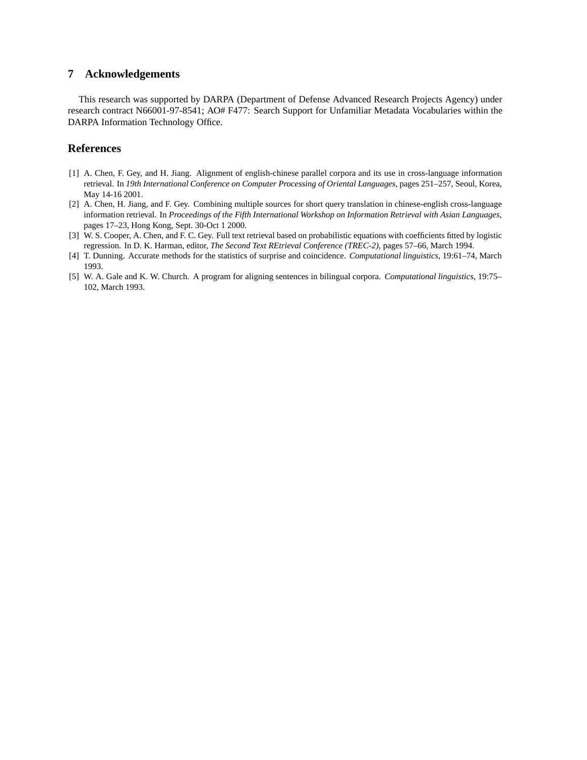## 7 Acknowledgements

This research was supported by DARPA (Department of Defense Advanced Research Projects Agency) under research contract N66001-97-8541; AO# F477: Search Support for Unfamiliar Metadata Vocabularies within the DARPA Information Technology Office.

## References

[1] A. Chen, F. Gey, and H. Jiang. Alignment of english-chinese parallel corpora and its use in cross-language information retrieval. In *19th International Conference on Computer Processing of Oriental Languages*, pages 251–257, Seoul, Korea, May 14-16 2001.

[2] A. Chen, H. Jiang, and F. Gey. Combining multiple sources for short query translation in chinese-english cross-language information retrieval. In *Proceedings of the Fifth International Workshop on Information Retrieval with Asian Languages*, pages 17–23, Hong Kong, Sept. 30-Oct 1 2000.

[3] W. S. Cooper, A. Chen, and F. C. Gey. Full text retrieval based on probabilistic equations with coefficients fitted by logistic regression. In D. K. Harman, editor, *The Second Text REtrieval Conference (TREC-2)*, pages 57–66, March 1994.

[4] T. Dunning. Accurate methods for the statistics of surprise and coincidence. *Computational linguistics*, 19:61–74, March 1993.

[5] W. A. Gale and K. W. Church. A program for aligning sentences in bilingual corpora. *Computational linguistics*, 19:75–102, March 1993.